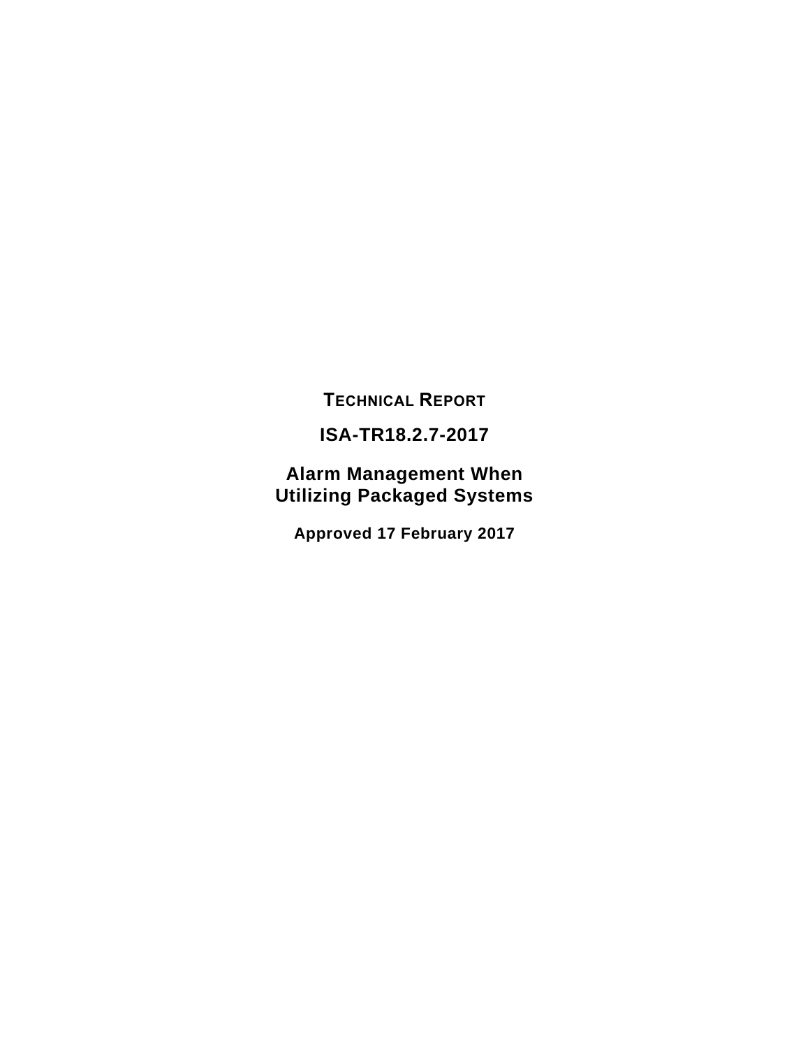**TECHNICAL REPORT**

# ISA-TR18.2.7-2017

# Alarm Management When Utilizing Packaged Systems

**Approved 17 February 2017**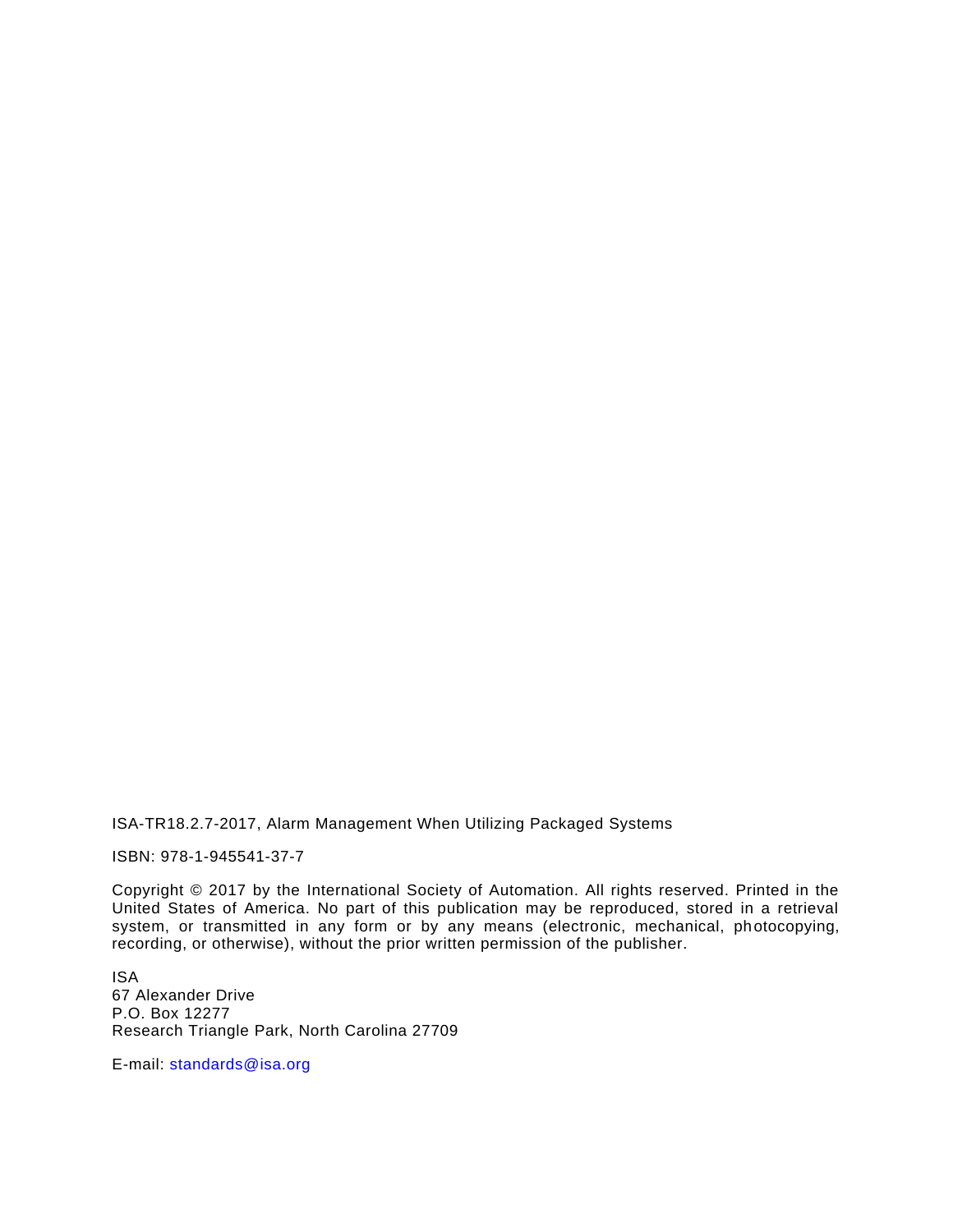ISA-TR18.2.7-2017, Alarm Management When Utilizing Packaged Systems

ISBN: 978-1-945541-37-7

Copyright © 2017 by the International Society of Automation. All rights reserved. Printed in the United States of America. No part of this publication may be reproduced, stored in a retrieval system, or transmitted in any form or by any means (electronic, mechanical, photocopying, recording, or otherwise), without the prior written permission of the publisher.

ISA
67 Alexander Drive
P.O. Box 12277
Research Triangle Park, North Carolina 27709

E-mail: standards@isa.org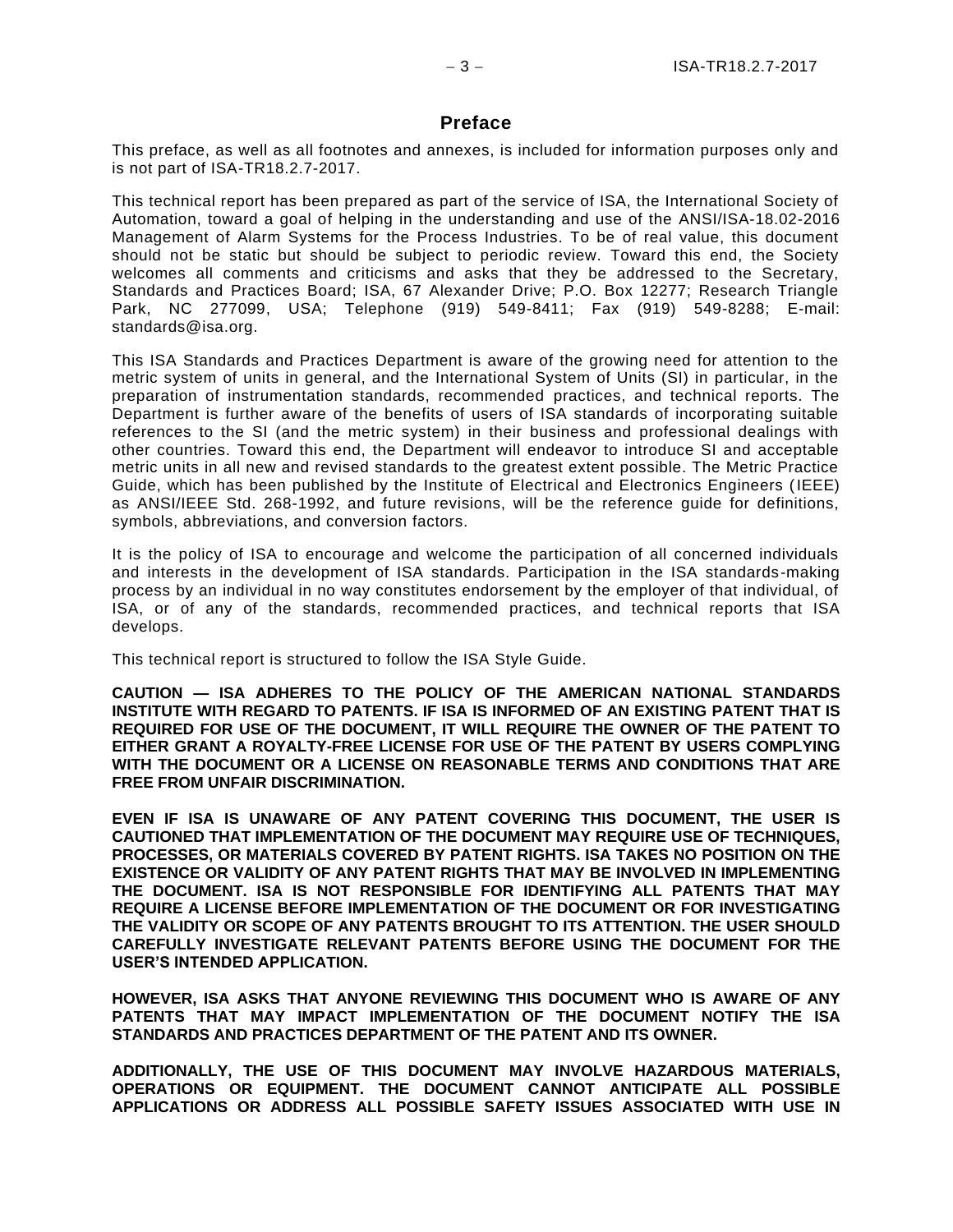# Preface

This preface, as well as all footnotes and annexes, is included for information purposes only and is not part of ISA-TR18.2.7-2017.

This technical report has been prepared as part of the service of ISA, the International Society of Automation, toward a goal of helping in the understanding and use of the ANSI/ISA-18.02-2016 Management of Alarm Systems for the Process Industries. To be of real value, this document should not be static but should be subject to periodic review. Toward this end, the Society welcomes all comments and criticisms and asks that they be addressed to the Secretary, Standards and Practices Board; ISA, 67 Alexander Drive; P.O. Box 12277; Research Triangle Park, NC 277099, USA; Telephone (919) 549-8411; Fax (919) 549-8288; E-mail: standards@isa.org.

This ISA Standards and Practices Department is aware of the growing need for attention to the metric system of units in general, and the International System of Units (SI) in particular, in the preparation of instrumentation standards, recommended practices, and technical reports. The Department is further aware of the benefits of users of ISA standards of incorporating suitable references to the SI (and the metric system) in their business and professional dealings with other countries. Toward this end, the Department will endeavor to introduce SI and acceptable metric units in all new and revised standards to the greatest extent possible. The Metric Practice Guide, which has been published by the Institute of Electrical and Electronics Engineers (IEEE) as ANSI/IEEE Std. 268-1992, and future revisions, will be the reference guide for definitions, symbols, abbreviations, and conversion factors.

It is the policy of ISA to encourage and welcome the participation of all concerned individuals and interests in the development of ISA standards. Participation in the ISA standards-making process by an individual in no way constitutes endorsement by the employer of that individual, of ISA, or of any of the standards, recommended practices, and technical reports that ISA develops.

This technical report is structured to follow the ISA Style Guide.

**CAUTION — ISA ADHERES TO THE POLICY OF THE AMERICAN NATIONAL STANDARDS INSTITUTE WITH REGARD TO PATENTS. IF ISA IS INFORMED OF AN EXISTING PATENT THAT IS REQUIRED FOR USE OF THE DOCUMENT, IT WILL REQUIRE THE OWNER OF THE PATENT TO EITHER GRANT A ROYALTY-FREE LICENSE FOR USE OF THE PATENT BY USERS COMPLYING WITH THE DOCUMENT OR A LICENSE ON REASONABLE TERMS AND CONDITIONS THAT ARE FREE FROM UNFAIR DISCRIMINATION.**

**EVEN IF ISA IS UNAWARE OF ANY PATENT COVERING THIS DOCUMENT, THE USER IS CAUTIONED THAT IMPLEMENTATION OF THE DOCUMENT MAY REQUIRE USE OF TECHNIQUES, PROCESSES, OR MATERIALS COVERED BY PATENT RIGHTS. ISA TAKES NO POSITION ON THE EXISTENCE OR VALIDITY OF ANY PATENT RIGHTS THAT MAY BE INVOLVED IN IMPLEMENTING THE DOCUMENT. ISA IS NOT RESPONSIBLE FOR IDENTIFYING ALL PATENTS THAT MAY REQUIRE A LICENSE BEFORE IMPLEMENTATION OF THE DOCUMENT OR FOR INVESTIGATING THE VALIDITY OR SCOPE OF ANY PATENTS BROUGHT TO ITS ATTENTION. THE USER SHOULD CAREFULLY INVESTIGATE RELEVANT PATENTS BEFORE USING THE DOCUMENT FOR THE USER'S INTENDED APPLICATION.**

**HOWEVER, ISA ASKS THAT ANYONE REVIEWING THIS DOCUMENT WHO IS AWARE OF ANY PATENTS THAT MAY IMPACT IMPLEMENTATION OF THE DOCUMENT NOTIFY THE ISA STANDARDS AND PRACTICES DEPARTMENT OF THE PATENT AND ITS OWNER.**

**ADDITIONALLY, THE USE OF THIS DOCUMENT MAY INVOLVE HAZARDOUS MATERIALS, OPERATIONS OR EQUIPMENT. THE DOCUMENT CANNOT ANTICIPATE ALL POSSIBLE APPLICATIONS OR ADDRESS ALL POSSIBLE SAFETY ISSUES ASSOCIATED WITH USE IN**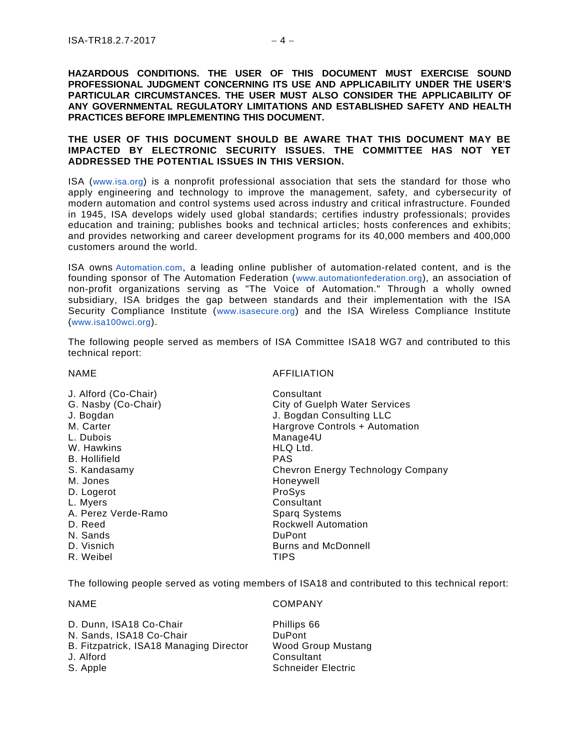**HAZARDOUS CONDITIONS. THE USER OF THIS DOCUMENT MUST EXERCISE SOUND PROFESSIONAL JUDGMENT CONCERNING ITS USE AND APPLICABILITY UNDER THE USER'S PARTICULAR CIRCUMSTANCES. THE USER MUST ALSO CONSIDER THE APPLICABILITY OF ANY GOVERNMENTAL REGULATORY LIMITATIONS AND ESTABLISHED SAFETY AND HEALTH PRACTICES BEFORE IMPLEMENTING THIS DOCUMENT.**

**THE USER OF THIS DOCUMENT SHOULD BE AWARE THAT THIS DOCUMENT MAY BE IMPACTED BY ELECTRONIC SECURITY ISSUES. THE COMMITTEE HAS NOT YET ADDRESSED THE POTENTIAL ISSUES IN THIS VERSION.**

ISA (www.isa.org) is a nonprofit professional association that sets the standard for those who apply engineering and technology to improve the management, safety, and cybersecurity of modern automation and control systems used across industry and critical infrastructure. Founded in 1945, ISA develops widely used global standards; certifies industry professionals; provides education and training; publishes books and technical articles; hosts conferences and exhibits; and provides networking and career development programs for its 40,000 members and 400,000 customers around the world.

ISA owns Automation.com, a leading online publisher of automation-related content, and is the founding sponsor of The Automation Federation (www.automationfederation.org), an association of non-profit organizations serving as "The Voice of Automation." Through a wholly owned subsidiary, ISA bridges the gap between standards and their implementation with the ISA Security Compliance Institute (www.isasecure.org) and the ISA Wireless Compliance Institute (www.isa100wci.org).

The following people served as members of ISA Committee ISA18 WG7 and contributed to this technical report:

| NAME | AFFILIATION |
|---|---|
| J. Alford (Co-Chair) | Consultant |
| G. Nasby (Co-Chair) | City of Guelph Water Services |
| J. Bogdan | J. Bogdan Consulting LLC |
| M. Carter | Hargrove Controls + Automation |
| L. Dubois | Manage4U |
| W. Hawkins | HLQ Ltd. |
| B. Hollifield | PAS |
| S. Kandasamy | Chevron Energy Technology Company |
| M. Jones | Honeywell |
| D. Logerot | ProSys |
| L. Myers | Consultant |
| A. Perez Verde-Ramo | Sparq Systems |
| D. Reed | Rockwell Automation |
| N. Sands | DuPont |
| D. Visnich | Burns and McDonnell |
| R. Weibel | TIPS |

The following people served as voting members of ISA18 and contributed to this technical report:

| NAME | COMPANY |
|---|---|
| D. Dunn, ISA18 Co-Chair | Phillips 66 |
| N. Sands, ISA18 Co-Chair | DuPont |
| B. Fitzpatrick, ISA18 Managing Director | Wood Group Mustang |
| J. Alford | Consultant |
| S. Apple | Schneider Electric |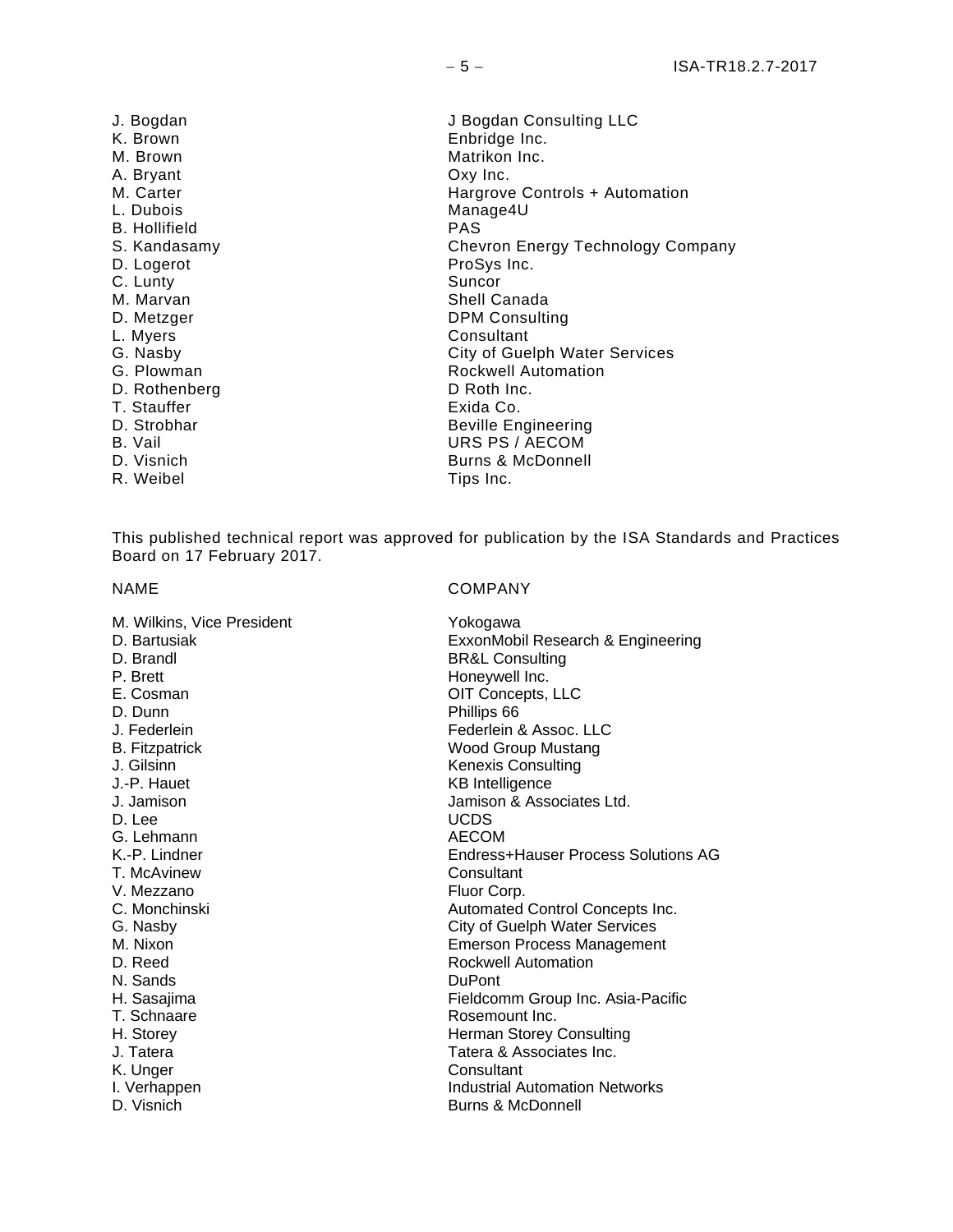| | |
|---|---|
| J. Bogdan | J Bogdan Consulting LLC |
| K. Brown | Enbridge Inc. |
| M. Brown | Matrikon Inc. |
| A. Bryant | Oxy Inc. |
| M. Carter | Hargrove Controls + Automation |
| L. Dubois | Manage4U |
| B. Hollifield | PAS |
| S. Kandasamy | Chevron Energy Technology Company |
| D. Logerot | ProSys Inc. |
| C. Lunty | Suncor |
| M. Marvan | Shell Canada |
| D. Metzger | DPM Consulting |
| L. Myers | Consultant |
| G. Nasby | City of Guelph Water Services |
| G. Plowman | Rockwell Automation |
| D. Rothenberg | D Roth Inc. |
| T. Stauffer | Exida Co. |
| D. Strobhar | Beville Engineering |
| B. Vail | URS PS / AECOM |
| D. Visnich | Burns & McDonnell |
| R. Weibel | Tips Inc. |

This published technical report was approved for publication by the ISA Standards and Practices Board on 17 February 2017.

| NAME | COMPANY |
|---|---|
| M. Wilkins, Vice President | Yokogawa |
| D. Bartusiak | ExxonMobil Research & Engineering |
| D. Brandl | BR&L Consulting |
| P. Brett | Honeywell Inc. |
| E. Cosman | OIT Concepts, LLC |
| D. Dunn | Phillips 66 |
| J. Federlein | Federlein & Assoc. LLC |
| B. Fitzpatrick | Wood Group Mustang |
| J. Gilsinn | Kenexis Consulting |
| J.-P. Hauet | KB Intelligence |
| J. Jamison | Jamison & Associates Ltd. |
| D. Lee | UCDS |
| G. Lehmann | AECOM |
| K.-P. Lindner | Endress+Hauser Process Solutions AG |
| T. McAvinew | Consultant |
| V. Mezzano | Fluor Corp. |
| C. Monchinski | Automated Control Concepts Inc. |
| G. Nasby | City of Guelph Water Services |
| M. Nixon | Emerson Process Management |
| D. Reed | Rockwell Automation |
| N. Sands | DuPont |
| H. Sasajima | Fieldcomm Group Inc. Asia-Pacific |
| T. Schnaare | Rosemount Inc. |
| H. Storey | Herman Storey Consulting |
| J. Tatera | Tatera & Associates Inc. |
| K. Unger | Consultant |
| I. Verhappen | Industrial Automation Networks |
| D. Visnich | Burns & McDonnell |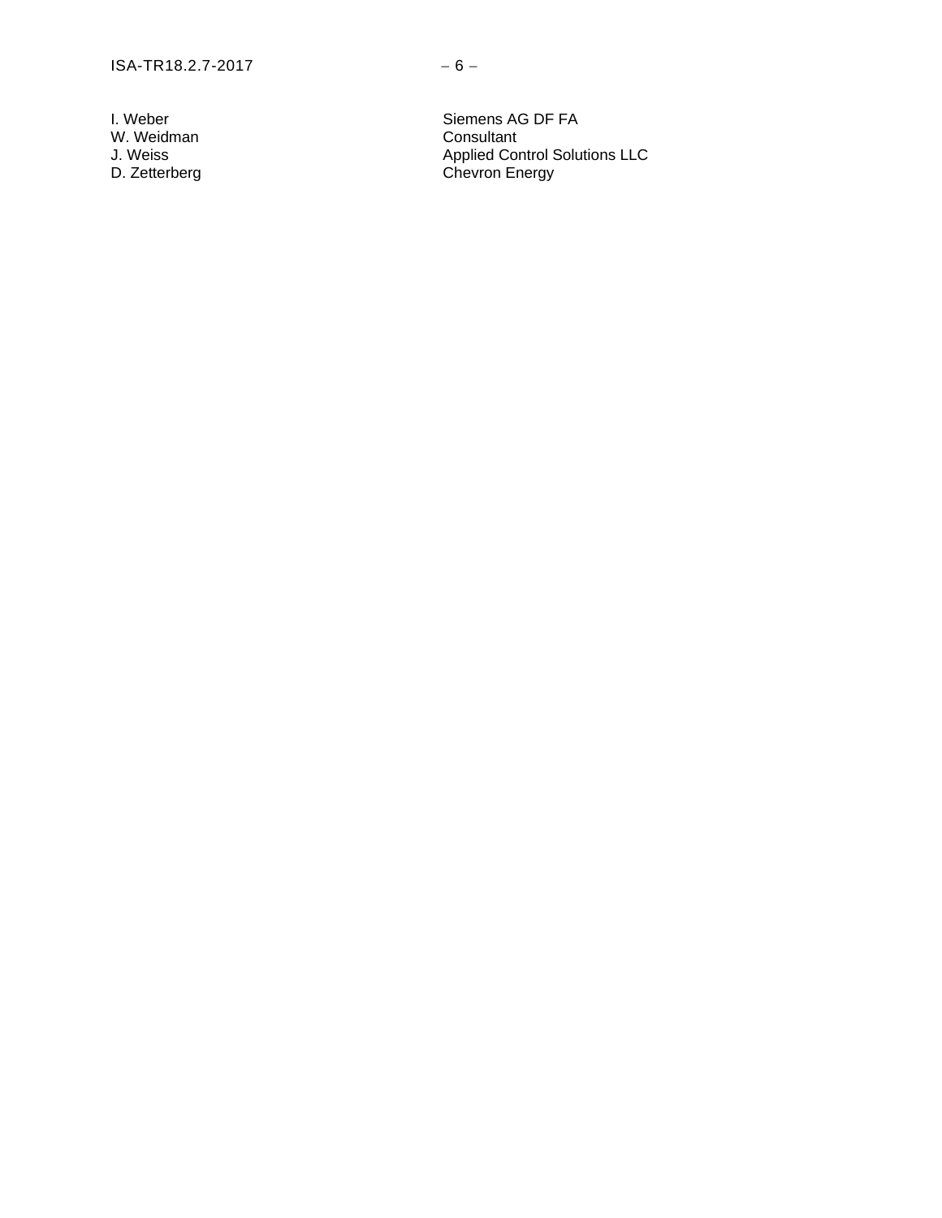| | |
|---|---|
| I. Weber | Siemens AG DF FA |
| W. Weidman | Consultant |
| J. Weiss | Applied Control Solutions LLC |
| D. Zetterberg | Chevron Energy |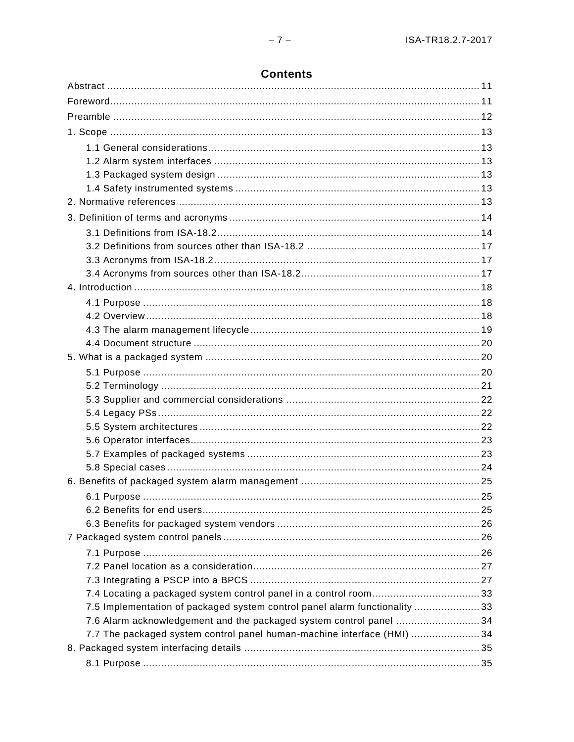# Contents

Abstract ........................................................................................................................ 11

Foreword........................................................................................................................ 11

Preamble ........................................................................................................................ 12

1. Scope ........................................................................................................................ 13

- 1.1 General considerations .......................................................................................... 13
- 1.2 Alarm system interfaces ......................................................................................... 13
- 1.3 Packaged system design ........................................................................................ 13
- 1.4 Safety instrumented systems .................................................................................. 13

2. Normative references .................................................................................................. 13

3. Definition of terms and acronyms ................................................................................. 14

- 3.1 Definitions from ISA-18.2 ......................................................................................... 14
- 3.2 Definitions from sources other than ISA-18.2 ........................................................... 17
- 3.3 Acronyms from ISA-18.2 .......................................................................................... 17
- 3.4 Acronyms from sources other than ISA-18.2 ............................................................. 17

4. Introduction ................................................................................................................ 18

- 4.1 Purpose ................................................................................................................. 18
- 4.2 Overview ................................................................................................................ 18
- 4.3 The alarm management lifecycle ............................................................................. 19
- 4.4 Document structure ................................................................................................ 20

5. What is a packaged system ......................................................................................... 20

- 5.1 Purpose ................................................................................................................. 20
- 5.2 Terminology ........................................................................................................... 21
- 5.3 Supplier and commercial considerations ................................................................. 22
- 5.4 Legacy PSs ............................................................................................................ 22
- 5.5 System architectures .............................................................................................. 22
- 5.6 Operator interfaces ................................................................................................. 23
- 5.7 Examples of packaged systems .............................................................................. 23
- 5.8 Special cases ......................................................................................................... 24

6. Benefits of packaged system alarm management ......................................................... 25

- 6.1 Purpose ................................................................................................................. 25
- 6.2 Benefits for end users ............................................................................................. 25
- 6.3 Benefits for packaged system vendors .................................................................... 26

7 Packaged system control panels ..................................................................................... 26

- 7.1 Purpose ................................................................................................................. 26
- 7.2 Panel location as a consideration ............................................................................ 27
- 7.3 Integrating a PSCP into a BPCS ............................................................................. 27
- 7.4 Locating a packaged system control panel in a control room .................................... 33
- 7.5 Implementation of packaged system control panel alarm functionality ...................... 33
- 7.6 Alarm acknowledgement and the packaged system control panel ............................ 34
- 7.7 The packaged system control panel human-machine interface (HMI) ........................ 34

8. Packaged system interfacing details ............................................................................. 35

- 8.1 Purpose ................................................................................................................. 35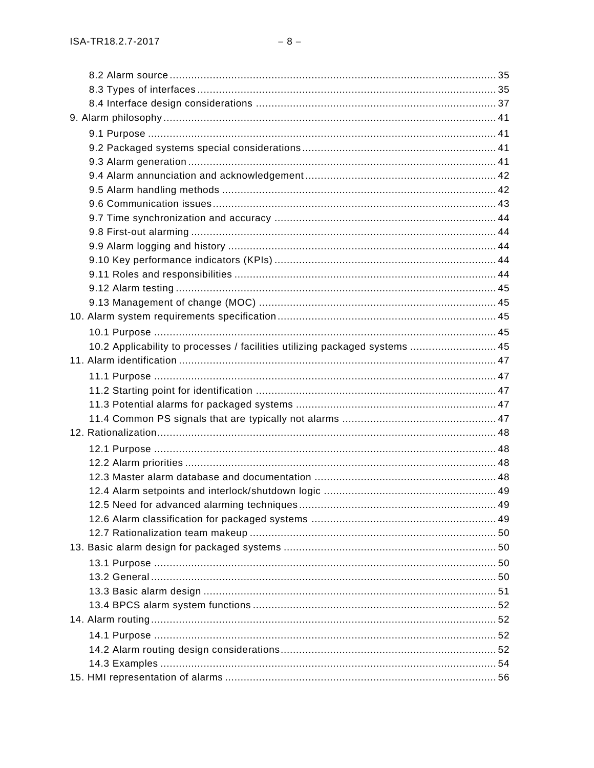8.2 Alarm source ........................................................................................................ 35
8.3 Types of interfaces ................................................................................................ 35
8.4 Interface design considerations ............................................................................. 37
9. Alarm philosophy ........................................................................................................ 41
9.1 Purpose ................................................................................................................ 41
9.2 Packaged systems special considerations .............................................................. 41
9.3 Alarm generation ................................................................................................... 41
9.4 Alarm annunciation and acknowledgement ............................................................. 42
9.5 Alarm handling methods ........................................................................................ 42
9.6 Communication issues ........................................................................................... 43
9.7 Time synchronization and accuracy ........................................................................ 44
9.8 First-out alarming .................................................................................................. 44
9.9 Alarm logging and history ...................................................................................... 44
9.10 Key performance indicators (KPIs) ....................................................................... 44
9.11 Roles and responsibilities .................................................................................... 44
9.12 Alarm testing ....................................................................................................... 45
9.13 Management of change (MOC) ............................................................................ 45
10. Alarm system requirements specification ................................................................... 45
10.1 Purpose .............................................................................................................. 45
10.2 Applicability to processes / facilities utilizing packaged systems ............................ 45
11. Alarm identification .................................................................................................... 47
11.1 Purpose .............................................................................................................. 47
11.2 Starting point for identification ............................................................................. 47
11.3 Potential alarms for packaged systems ................................................................ 47
11.4 Common PS signals that are typically not alarms .................................................. 47
12. Rationalization ........................................................................................................... 48
12.1 Purpose .............................................................................................................. 48
12.2 Alarm priorities .................................................................................................... 48
12.3 Master alarm database and documentation .......................................................... 48
12.4 Alarm setpoints and interlock/shutdown logic ........................................................ 49
12.5 Need for advanced alarming techniques ............................................................... 49
12.6 Alarm classification for packaged systems ........................................................... 49
12.7 Rationalization team makeup ............................................................................... 50
13. Basic alarm design for packaged systems .................................................................. 50
13.1 Purpose .............................................................................................................. 50
13.2 General ............................................................................................................... 50
13.3 Basic alarm design .............................................................................................. 51
13.4 BPCS alarm system functions .............................................................................. 52
14. Alarm routing ............................................................................................................. 52
14.1 Purpose .............................................................................................................. 52
14.2 Alarm routing design considerations ..................................................................... 52
14.3 Examples ............................................................................................................ 54
15. HMI representation of alarms ..................................................................................... 56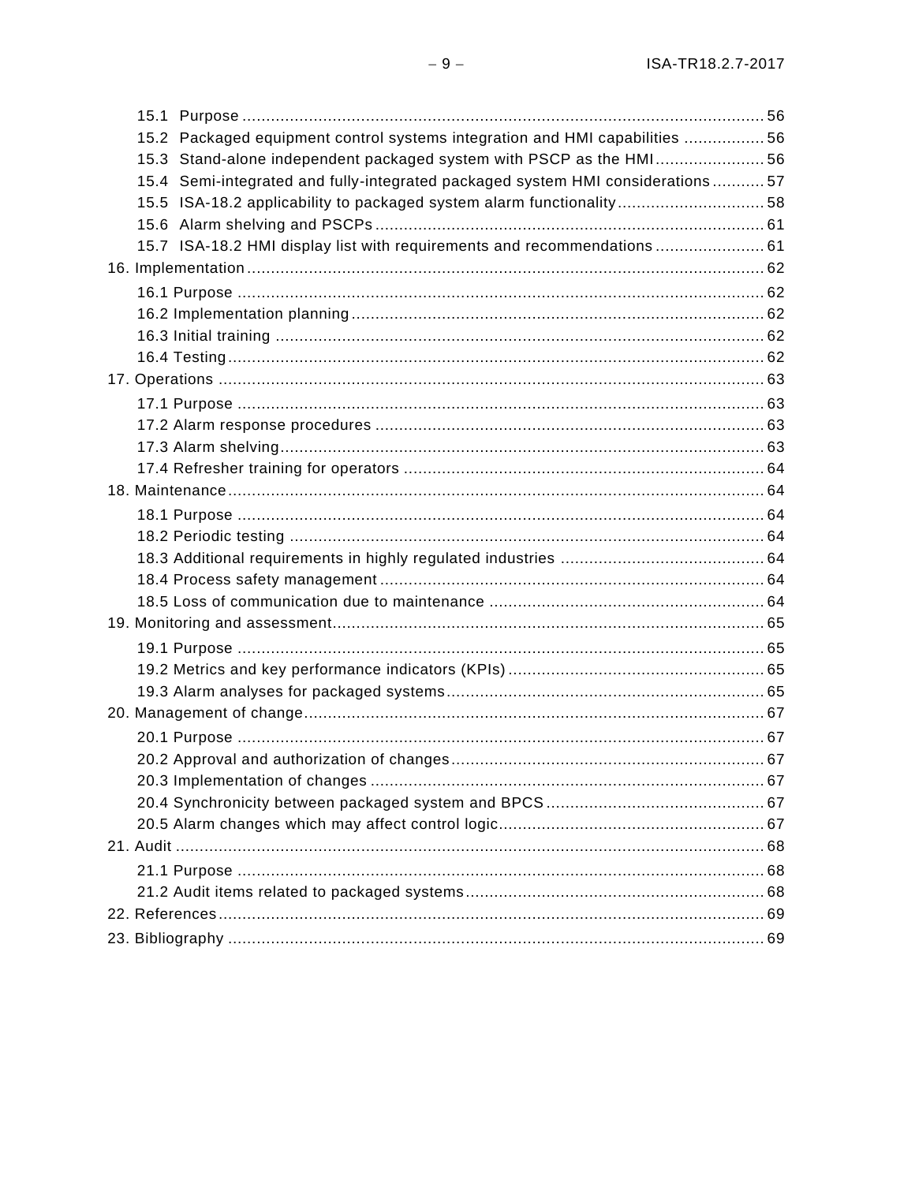15.1 Purpose ............................................................................................................. 56
15.2 Packaged equipment control systems integration and HMI capabilities ................. 56
15.3 Stand-alone independent packaged system with PSCP as the HMI ....................... 56
15.4 Semi-integrated and fully-integrated packaged system HMI considerations ........... 57
15.5 ISA-18.2 applicability to packaged system alarm functionality ............................... 58
15.6 Alarm shelving and PSCPs .................................................................................. 61
15.7 ISA-18.2 HMI display list with requirements and recommendations ....................... 61

16. Implementation ............................................................................................................ 62
16.1 Purpose ............................................................................................................. 62
16.2 Implementation planning ...................................................................................... 62
16.3 Initial training ...................................................................................................... 62
16.4 Testing ................................................................................................................ 62

17. Operations .................................................................................................................. 63
17.1 Purpose ............................................................................................................. 63
17.2 Alarm response procedures ................................................................................. 63
17.3 Alarm shelving ..................................................................................................... 63
17.4 Refresher training for operators ........................................................................... 64

18. Maintenance ................................................................................................................ 64
18.1 Purpose ............................................................................................................. 64
18.2 Periodic testing ................................................................................................... 64
18.3 Additional requirements in highly regulated industries .......................................... 64
18.4 Process safety management ................................................................................ 64
18.5 Loss of communication due to maintenance ......................................................... 64

19. Monitoring and assessment .......................................................................................... 65
19.1 Purpose ............................................................................................................. 65
19.2 Metrics and key performance indicators (KPIs) ...................................................... 65
19.3 Alarm analyses for packaged systems .................................................................. 65

20. Management of change ................................................................................................ 67
20.1 Purpose ............................................................................................................. 67
20.2 Approval and authorization of changes ................................................................. 67
20.3 Implementation of changes .................................................................................. 67
20.4 Synchronicity between packaged system and BPCS ............................................. 67
20.5 Alarm changes which may affect control logic ....................................................... 67

21. Audit ........................................................................................................................... 68
21.1 Purpose ............................................................................................................. 68
21.2 Audit items related to packaged systems .............................................................. 68

22. References .................................................................................................................. 69

23. Bibliography ................................................................................................................ 69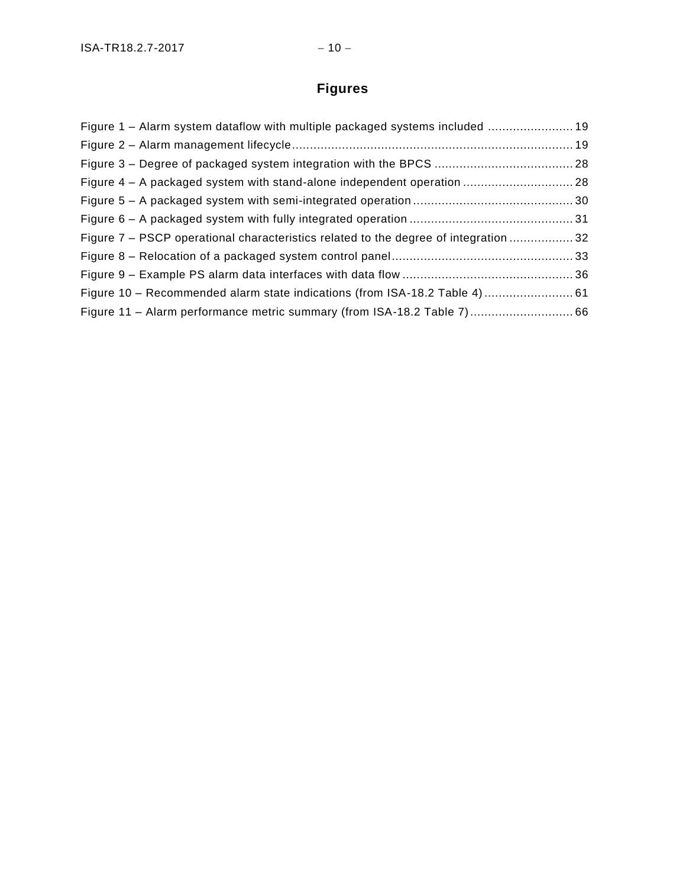# Figures

Figure 1 – Alarm system dataflow with multiple packaged systems included ........................ 19
Figure 2 – Alarm management lifecycle ........................................................................... 19
Figure 3 – Degree of packaged system integration with the BPCS ...................................... 28
Figure 4 – A packaged system with stand-alone independent operation ............................... 28
Figure 5 – A packaged system with semi-integrated operation ............................................ 30
Figure 6 – A packaged system with fully integrated operation ............................................. 31
Figure 7 – PSCP operational characteristics related to the degree of integration .................. 32
Figure 8 – Relocation of a packaged system control panel .................................................. 33
Figure 9 – Example PS alarm data interfaces with data flow ................................................ 36
Figure 10 – Recommended alarm state indications (from ISA-18.2 Table 4) ......................... 61
Figure 11 – Alarm performance metric summary (from ISA-18.2 Table 7) ............................ 66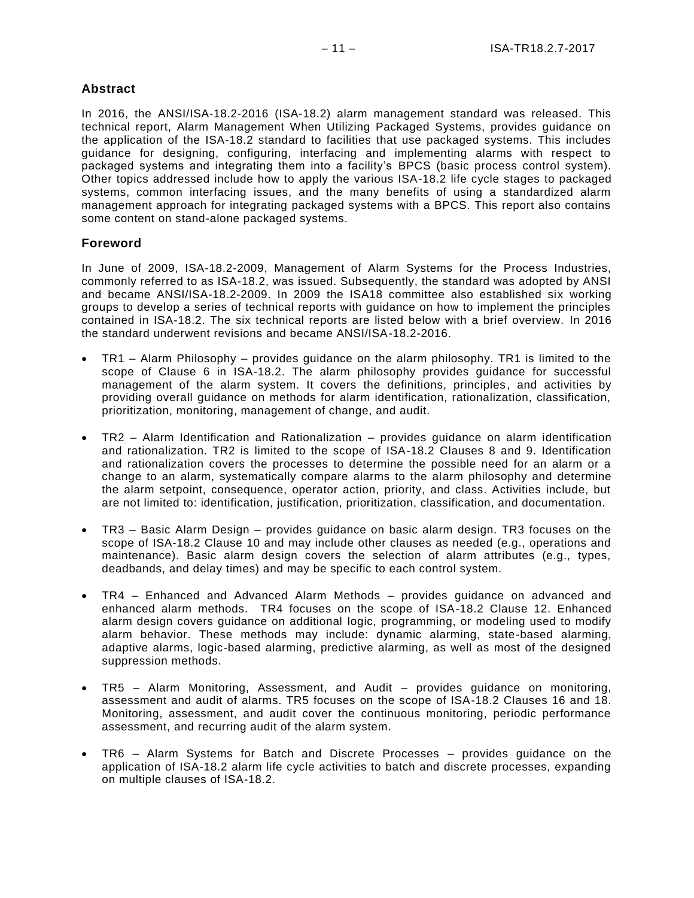## Abstract

In 2016, the ANSI/ISA-18.2-2016 (ISA-18.2) alarm management standard was released. This technical report, Alarm Management When Utilizing Packaged Systems, provides guidance on the application of the ISA-18.2 standard to facilities that use packaged systems. This includes guidance for designing, configuring, interfacing and implementing alarms with respect to packaged systems and integrating them into a facility's BPCS (basic process control system). Other topics addressed include how to apply the various ISA-18.2 life cycle stages to packaged systems, common interfacing issues, and the many benefits of using a standardized alarm management approach for integrating packaged systems with a BPCS. This report also contains some content on stand-alone packaged systems.

## Foreword

In June of 2009, ISA-18.2-2009, Management of Alarm Systems for the Process Industries, commonly referred to as ISA-18.2, was issued. Subsequently, the standard was adopted by ANSI and became ANSI/ISA-18.2-2009. In 2009 the ISA18 committee also established six working groups to develop a series of technical reports with guidance on how to implement the principles contained in ISA-18.2. The six technical reports are listed below with a brief overview. In 2016 the standard underwent revisions and became ANSI/ISA-18.2-2016.

- TR1 – Alarm Philosophy – provides guidance on the alarm philosophy. TR1 is limited to the scope of Clause 6 in ISA-18.2. The alarm philosophy provides guidance for successful management of the alarm system. It covers the definitions, principles, and activities by providing overall guidance on methods for alarm identification, rationalization, classification, prioritization, monitoring, management of change, and audit.

- TR2 – Alarm Identification and Rationalization – provides guidance on alarm identification and rationalization. TR2 is limited to the scope of ISA-18.2 Clauses 8 and 9. Identification and rationalization covers the processes to determine the possible need for an alarm or a change to an alarm, systematically compare alarms to the alarm philosophy and determine the alarm setpoint, consequence, operator action, priority, and class. Activities include, but are not limited to: identification, justification, prioritization, classification, and documentation.

- TR3 – Basic Alarm Design – provides guidance on basic alarm design. TR3 focuses on the scope of ISA-18.2 Clause 10 and may include other clauses as needed (e.g., operations and maintenance). Basic alarm design covers the selection of alarm attributes (e.g., types, deadbands, and delay times) and may be specific to each control system.

- TR4 – Enhanced and Advanced Alarm Methods – provides guidance on advanced and enhanced alarm methods. TR4 focuses on the scope of ISA-18.2 Clause 12. Enhanced alarm design covers guidance on additional logic, programming, or modeling used to modify alarm behavior. These methods may include: dynamic alarming, state-based alarming, adaptive alarms, logic-based alarming, predictive alarming, as well as most of the designed suppression methods.

- TR5 – Alarm Monitoring, Assessment, and Audit – provides guidance on monitoring, assessment and audit of alarms. TR5 focuses on the scope of ISA-18.2 Clauses 16 and 18. Monitoring, assessment, and audit cover the continuous monitoring, periodic performance assessment, and recurring audit of the alarm system.

- TR6 – Alarm Systems for Batch and Discrete Processes – provides guidance on the application of ISA-18.2 alarm life cycle activities to batch and discrete processes, expanding on multiple clauses of ISA-18.2.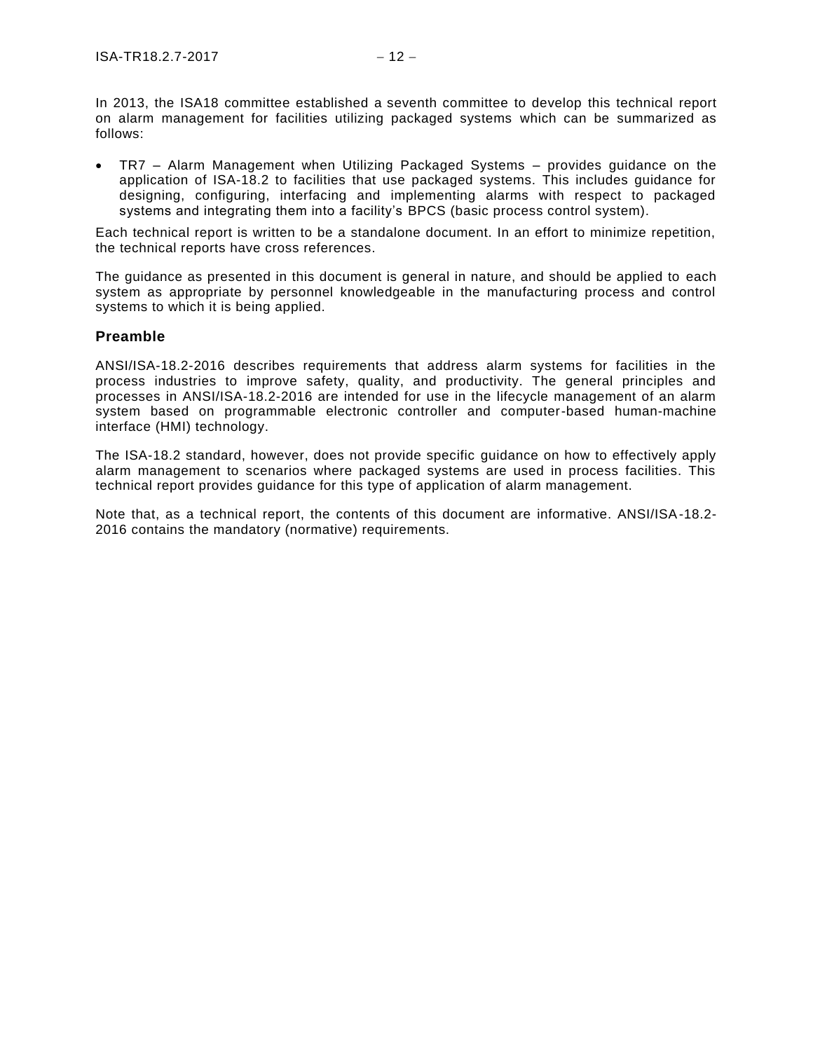In 2013, the ISA18 committee established a seventh committee to develop this technical report on alarm management for facilities utilizing packaged systems which can be summarized as follows:

- TR7 – Alarm Management when Utilizing Packaged Systems – provides guidance on the application of ISA-18.2 to facilities that use packaged systems. This includes guidance for designing, configuring, interfacing and implementing alarms with respect to packaged systems and integrating them into a facility's BPCS (basic process control system).

Each technical report is written to be a standalone document. In an effort to minimize repetition, the technical reports have cross references.

The guidance as presented in this document is general in nature, and should be applied to each system as appropriate by personnel knowledgeable in the manufacturing process and control systems to which it is being applied.

## Preamble

ANSI/ISA-18.2-2016 describes requirements that address alarm systems for facilities in the process industries to improve safety, quality, and productivity. The general principles and processes in ANSI/ISA-18.2-2016 are intended for use in the lifecycle management of an alarm system based on programmable electronic controller and computer-based human-machine interface (HMI) technology.

The ISA-18.2 standard, however, does not provide specific guidance on how to effectively apply alarm management to scenarios where packaged systems are used in process facilities. This technical report provides guidance for this type of application of alarm management.

Note that, as a technical report, the contents of this document are informative. ANSI/ISA-18.2-2016 contains the mandatory (normative) requirements.